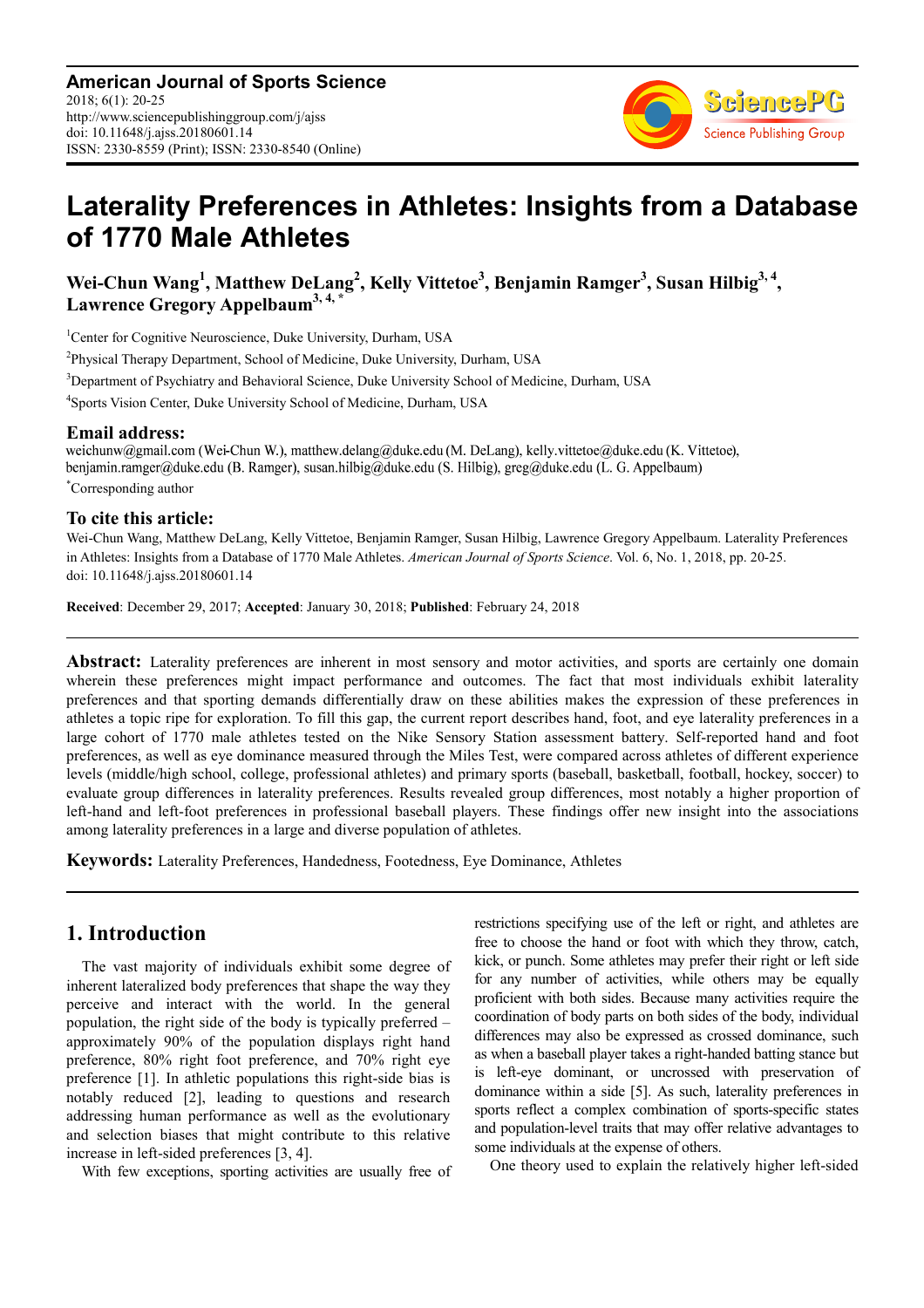# Laterality Preferences in Athletes: Insights from a Database of 1770 Male Athletes

**Wei-Chun Wang[1], Matthew DeLang[2], Kelly Vittetoe[3], Benjamin Ramger[3], Susan Hilbig[3, 4], Lawrence Gregory Appelbaum[3, 4, *]**

[1]Center for Cognitive Neuroscience, Duke University, Durham, USA

[2]Physical Therapy Department, School of Medicine, Duke University, Durham, USA

[3]Department of Psychiatry and Behavioral Science, Duke University School of Medicine, Durham, USA

[4]Sports Vision Center, Duke University School of Medicine, Durham, USA

## Email address:

weichunw@gmail.com (Wei-Chun W.), matthew.delang@duke.edu (M. DeLang), kelly.vittetoe@duke.edu (K. Vittetoe), benjamin.ramger@duke.edu (B. Ramger), susan.hilbig@duke.edu (S. Hilbig), greg@duke.edu (L. G. Appelbaum)

[*]Corresponding author

## To cite this article:

Wei-Chun Wang, Matthew DeLang, Kelly Vittetoe, Benjamin Ramger, Susan Hilbig, Lawrence Gregory Appelbaum. Laterality Preferences in Athletes: Insights from a Database of 1770 Male Athletes. *American Journal of Sports Science*. Vol. 6, No. 1, 2018, pp. 20-25. doi: 10.11648/j.ajss.20180601.14

**Received**: December 29, 2017; **Accepted**: January 30, 2018; **Published**: February 24, 2018

**Abstract:** Laterality preferences are inherent in most sensory and motor activities, and sports are certainly one domain wherein these preferences might impact performance and outcomes. The fact that most individuals exhibit laterality preferences and that sporting demands differentially draw on these abilities makes the expression of these preferences in athletes a topic ripe for exploration. To fill this gap, the current report describes hand, foot, and eye laterality preferences in a large cohort of 1770 male athletes tested on the Nike Sensory Station assessment battery. Self-reported hand and foot preferences, as well as eye dominance measured through the Miles Test, were compared across athletes of different experience levels (middle/high school, college, professional athletes) and primary sports (baseball, basketball, football, hockey, soccer) to evaluate group differences in laterality preferences. Results revealed group differences, most notably a higher proportion of left-hand and left-foot preferences in professional baseball players. These findings offer new insight into the associations among laterality preferences in a large and diverse population of athletes.

**Keywords:** Laterality Preferences, Handedness, Footedness, Eye Dominance, Athletes

## 1. Introduction

The vast majority of individuals exhibit some degree of inherent lateralized body preferences that shape the way they perceive and interact with the world. In the general population, the right side of the body is typically preferred – approximately 90% of the population displays right hand preference, 80% right foot preference, and 70% right eye preference [1]. In athletic populations this right-side bias is notably reduced [2], leading to questions and research addressing human performance as well as the evolutionary and selection biases that might contribute to this relative increase in left-sided preferences [3, 4].

With few exceptions, sporting activities are usually free of restrictions specifying use of the left or right, and athletes are free to choose the hand or foot with which they throw, catch, kick, or punch. Some athletes may prefer their right or left side for any number of activities, while others may be equally proficient with both sides. Because many activities require the coordination of body parts on both sides of the body, individual differences may also be expressed as crossed dominance, such as when a baseball player takes a right-handed batting stance but is left-eye dominant, or uncrossed with preservation of dominance within a side [5]. As such, laterality preferences in sports reflect a complex combination of sports-specific states and population-level traits that may offer relative advantages to some individuals at the expense of others.

One theory used to explain the relatively higher left-sided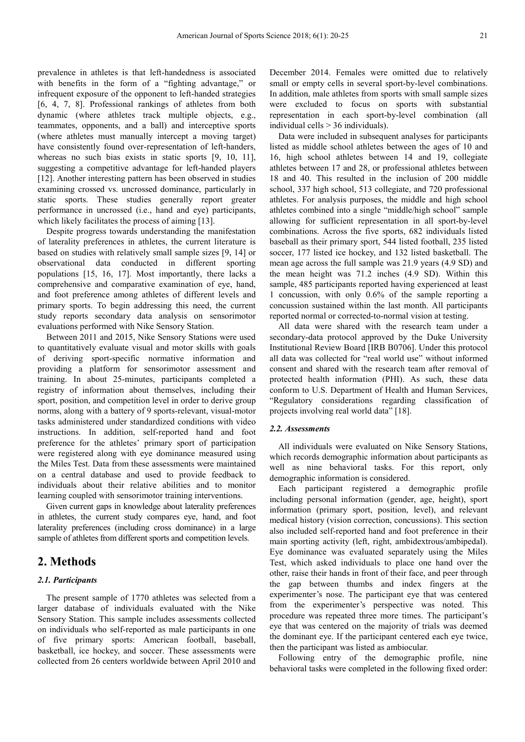prevalence in athletes is that left-handedness is associated with benefits in the form of a "fighting advantage," or infrequent exposure of the opponent to left-handed strategies [6, 4, 7, 8]. Professional rankings of athletes from both dynamic (where athletes track multiple objects, e.g., teammates, opponents, and a ball) and interceptive sports (where athletes must manually intercept a moving target) have consistently found over-representation of left-handers, whereas no such bias exists in static sports [9, 10, 11], suggesting a competitive advantage for left-handed players [12]. Another interesting pattern has been observed in studies examining crossed vs. uncrossed dominance, particularly in static sports. These studies generally report greater performance in uncrossed (i.e., hand and eye) participants, which likely facilitates the process of aiming [13].

Despite progress towards understanding the manifestation of laterality preferences in athletes, the current literature is based on studies with relatively small sample sizes [9, 14] or observational data conducted in different sporting populations [15, 16, 17]. Most importantly, there lacks a comprehensive and comparative examination of eye, hand, and foot preference among athletes of different levels and primary sports. To begin addressing this need, the current study reports secondary data analysis on sensorimotor evaluations performed with Nike Sensory Station.

Between 2011 and 2015, Nike Sensory Stations were used to quantitatively evaluate visual and motor skills with goals of deriving sport-specific normative information and providing a platform for sensorimotor assessment and training. In about 25-minutes, participants completed a registry of information about themselves, including their sport, position, and competition level in order to derive group norms, along with a battery of 9 sports-relevant, visual-motor tasks administered under standardized conditions with video instructions. In addition, self-reported hand and foot preference for the athletes' primary sport of participation were registered along with eye dominance measured using the Miles Test. Data from these assessments were maintained on a central database and used to provide feedback to individuals about their relative abilities and to monitor learning coupled with sensorimotor training interventions.

Given current gaps in knowledge about laterality preferences in athletes, the current study compares eye, hand, and foot laterality preferences (including cross dominance) in a large sample of athletes from different sports and competition levels.

## 2. Methods

### *2.1. Participants*

The present sample of 1770 athletes was selected from a larger database of individuals evaluated with the Nike Sensory Station. This sample includes assessments collected on individuals who self-reported as male participants in one of five primary sports: American football, baseball, basketball, ice hockey, and soccer. These assessments were collected from 26 centers worldwide between April 2010 and December 2014. Females were omitted due to relatively small or empty cells in several sport-by-level combinations. In addition, male athletes from sports with small sample sizes were excluded to focus on sports with substantial representation in each sport-by-level combination (all individual cells > 36 individuals).

Data were included in subsequent analyses for participants listed as middle school athletes between the ages of 10 and 16, high school athletes between 14 and 19, collegiate athletes between 17 and 28, or professional athletes between 18 and 40. This resulted in the inclusion of 200 middle school, 337 high school, 513 collegiate, and 720 professional athletes. For analysis purposes, the middle and high school athletes combined into a single "middle/high school" sample allowing for sufficient representation in all sport-by-level combinations. Across the five sports, 682 individuals listed baseball as their primary sport, 544 listed football, 235 listed soccer, 177 listed ice hockey, and 132 listed basketball. The mean age across the full sample was 21.9 years (4.9 SD) and the mean height was 71.2 inches (4.9 SD). Within this sample, 485 participants reported having experienced at least 1 concussion, with only 0.6% of the sample reporting a concussion sustained within the last month. All participants reported normal or corrected-to-normal vision at testing.

All data were shared with the research team under a secondary-data protocol approved by the Duke University Institutional Review Board [IRB B0706]. Under this protocol all data was collected for "real world use" without informed consent and shared with the research team after removal of protected health information (PHI). As such, these data conform to U.S. Department of Health and Human Services, "Regulatory considerations regarding classification of projects involving real world data" [18].

### *2.2. Assessments*

All individuals were evaluated on Nike Sensory Stations, which records demographic information about participants as well as nine behavioral tasks. For this report, only demographic information is considered.

Each participant registered a demographic profile including personal information (gender, age, height), sport information (primary sport, position, level), and relevant medical history (vision correction, concussions). This section also included self-reported hand and foot preference in their main sporting activity (left, right, ambidextrous/ambipedal). Eye dominance was evaluated separately using the Miles Test, which asked individuals to place one hand over the other, raise their hands in front of their face, and peer through the gap between thumbs and index fingers at the experimenter's nose. The participant eye that was centered from the experimenter's perspective was noted. This procedure was repeated three more times. The participant's eye that was centered on the majority of trials was deemed the dominant eye. If the participant centered each eye twice, then the participant was listed as ambiocular.

Following entry of the demographic profile, nine behavioral tasks were completed in the following fixed order: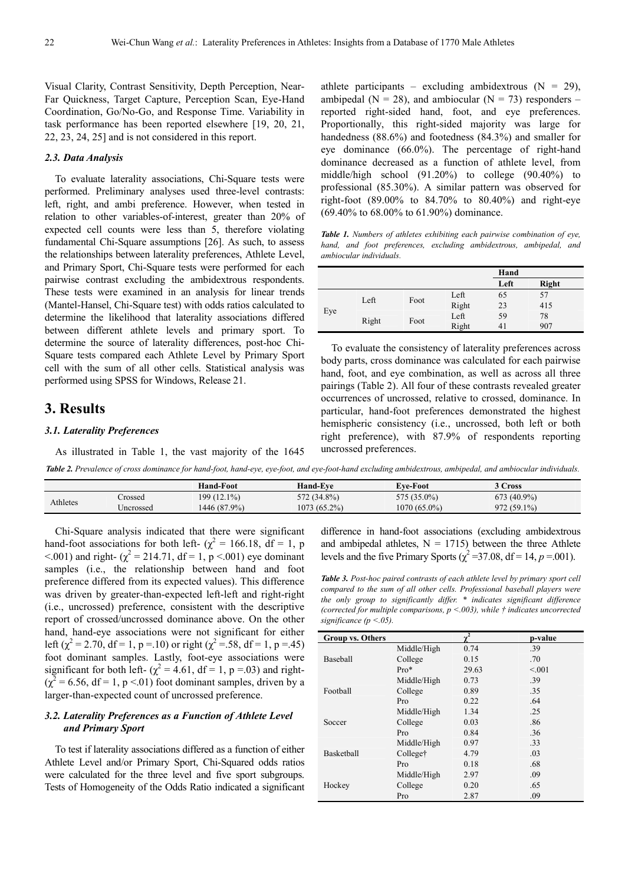Visual Clarity, Contrast Sensitivity, Depth Perception, Near-Far Quickness, Target Capture, Perception Scan, Eye-Hand Coordination, Go/No-Go, and Response Time. Variability in task performance has been reported elsewhere [19, 20, 21, 22, 23, 24, 25] and is not considered in this report.

### 2.3. Data Analysis

To evaluate laterality associations, Chi-Square tests were performed. Preliminary analyses used three-level contrasts: left, right, and ambi preference. However, when tested in relation to other variables-of-interest, greater than 20% of expected cell counts were less than 5, therefore violating fundamental Chi-Square assumptions [26]. As such, to assess the relationships between laterality preferences, Athlete Level, and Primary Sport, Chi-Square tests were performed for each pairwise contrast excluding the ambidextrous respondents. These tests were examined in an analysis for linear trends (Mantel-Hansel, Chi-Square test) with odds ratios calculated to determine the likelihood that laterality associations differed between different athlete levels and primary sport. To determine the source of laterality differences, post-hoc Chi-Square tests compared each Athlete Level by Primary Sport cell with the sum of all other cells. Statistical analysis was performed using SPSS for Windows, Release 21.

## 3. Results

### 3.1. Laterality Preferences

As illustrated in Table 1, the vast majority of the 1645 athlete participants – excluding ambidextrous (N = 29), ambipedal (N = 28), and ambiocular (N = 73) responders – reported right-sided hand, foot, and eye preferences. Proportionally, this right-sided majority was large for handedness (88.6%) and footedness (84.3%) and smaller for eye dominance (66.0%). The percentage of right-hand dominance decreased as a function of athlete level, from middle/high school (91.20%) to college (90.40%) to professional (85.30%). A similar pattern was observed for right-foot (89.00% to 84.70% to 80.40%) and right-eye (69.40% to 68.00% to 61.90%) dominance.

***Table 1.*** *Numbers of athletes exhibiting each pairwise combination of eye, hand, and foot preferences, excluding ambidextrous, ambipedal, and ambiocular individuals.*

| | | | | Hand | |
|---|---|---|---|---|---|
| | | | | **Left** | **Right** |
| Eye | Left | Foot | Left | 65 | 57 |
| | | | Right | 23 | 415 |
| | Right | Foot | Left | 59 | 78 |
| | | | Right | 41 | 907 |

To evaluate the consistency of laterality preferences across body parts, cross dominance was calculated for each pairwise hand, foot, and eye combination, as well as across all three pairings (Table 2). All four of these contrasts revealed greater occurrences of uncrossed, relative to crossed, dominance. In particular, hand-foot preferences demonstrated the highest hemispheric consistency (i.e., uncrossed, both left or both right preference), with 87.9% of respondents reporting uncrossed preferences.

***Table 2.*** *Prevalence of cross dominance for hand-foot, hand-eye, eye-foot, and eye-foot-hand excluding ambidextrous, ambipedal, and ambiocular individuals.*

| | | Hand-Foot | Hand-Eye | Eye-Foot | 3 Cross |
|---|---|---|---|---|---|
| Athletes | Crossed | 199 (12.1%) | 572 (34.8%) | 575 (35.0%) | 673 (40.9%) |
| | Uncrossed | 1446 (87.9%) | 1073 (65.2%) | 1070 (65.0%) | 972 (59.1%) |

Chi-Square analysis indicated that there were significant hand-foot associations for both left- ($\chi^2 = 166.18$, df = 1, p <.001) and right- ($\chi^2 = 214.71$, df = 1, p <.001) eye dominant samples (i.e., the relationship between hand and foot preference differed from its expected values). This difference was driven by greater-than-expected left-left and right-right (i.e., uncrossed) preference, consistent with the descriptive report of crossed/uncrossed dominance above. On the other hand, hand-eye associations were not significant for either left ($\chi^2 = 2.70$, df = 1, p =.10) or right ($\chi^2$ =.58, df = 1, p =.45) foot dominant samples. Lastly, foot-eye associations were significant for both left- ($\chi^2 = 4.61$, df = 1, p =.03) and right- ($\chi^2 = 6.56$, df = 1, p <.01) foot dominant samples, driven by a larger-than-expected count of uncrossed preference.

### 3.2. Laterality Preferences as a Function of Athlete Level and Primary Sport

To test if laterality associations differed as a function of either Athlete Level and/or Primary Sport, Chi-Squared odds ratios were calculated for the three level and five sport subgroups. Tests of Homogeneity of the Odds Ratio indicated a significant difference in hand-foot associations (excluding ambidextrous and ambipedal athletes, N = 1715) between the three Athlete levels and the five Primary Sports ($\chi^2$ =37.08, df = 14, $p$ =.001).

***Table 3.*** *Post-hoc paired contrasts of each athlete level by primary sport cell compared to the sum of all other cells. Professional baseball players were the only group to significantly differ. \* indicates significant difference (corrected for multiple comparisons, p <.003), while † indicates uncorrected significance (p <.05).*

| Group vs. Others | | $\chi^2$ | p-value |
|---|---|---|---|
| Baseball | Middle/High | 0.74 | .39 |
| | College | 0.15 | .70 |
| | Pro* | 29.63 | <.001 |
| Football | Middle/High | 0.73 | .39 |
| | College | 0.89 | .35 |
| | Pro | 0.22 | .64 |
| Soccer | Middle/High | 1.34 | .25 |
| | College | 0.03 | .86 |
| | Pro | 0.84 | .36 |
| Basketball | Middle/High | 0.97 | .33 |
| | College† | 4.79 | .03 |
| | Pro | 0.18 | .68 |
| Hockey | Middle/High | 2.97 | .09 |
| | College | 0.20 | .65 |
| | Pro | 2.87 | .09 |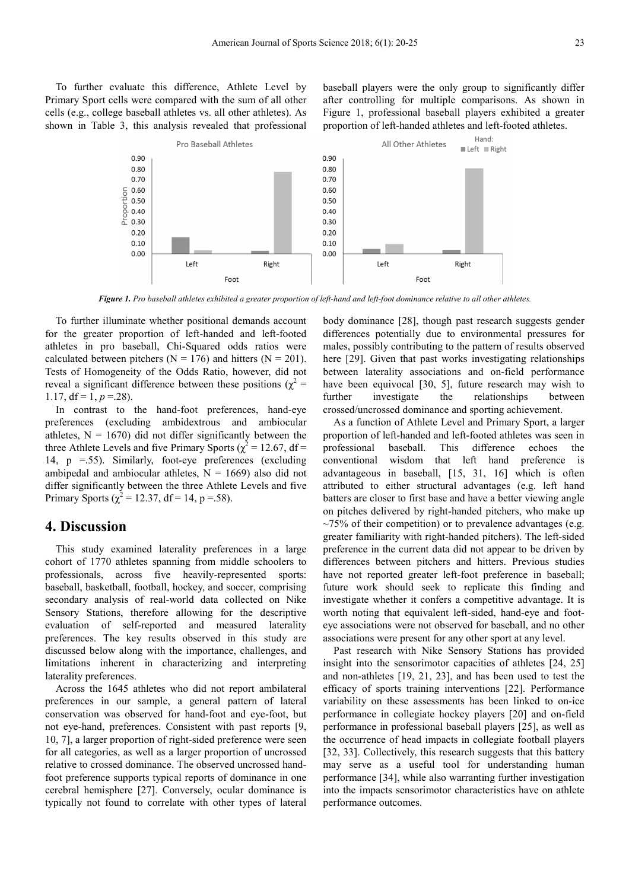To further evaluate this difference, Athlete Level by Primary Sport cells were compared with the sum of all other cells (e.g., college baseball athletes vs. all other athletes). As shown in Table 3, this analysis revealed that professional baseball players were the only group to significantly differ after controlling for multiple comparisons. As shown in Figure 1, professional baseball players exhibited a greater proportion of left-handed athletes and left-footed athletes.

***Figure 1.*** *Pro baseball athletes exhibited a greater proportion of left-hand and left-foot dominance relative to all other athletes.*

To further illuminate whether positional demands account for the greater proportion of left-handed and left-footed athletes in pro baseball, Chi-Squared odds ratios were calculated between pitchers (N = 176) and hitters (N = 201). Tests of Homogeneity of the Odds Ratio, however, did not reveal a significant difference between these positions ($\chi^2 = 1.17$, df = 1, $p = .28$).

In contrast to the hand-foot preferences, hand-eye preferences (excluding ambidextrous and ambiocular athletes, N = 1670) did not differ significantly between the three Athlete Levels and five Primary Sports ($\chi^2 = 12.67$, df = 14, p =.55). Similarly, foot-eye preferences (excluding ambipedal and ambiocular athletes, N = 1669) also did not differ significantly between the three Athlete Levels and five Primary Sports ($\chi^2 = 12.37$, df = 14, p =.58).

## 4. Discussion

This study examined laterality preferences in a large cohort of 1770 athletes spanning from middle schoolers to professionals, across five heavily-represented sports: baseball, basketball, football, hockey, and soccer, comprising secondary analysis of real-world data collected on Nike Sensory Stations, therefore allowing for the descriptive evaluation of self-reported and measured laterality preferences. The key results observed in this study are discussed below along with the importance, challenges, and limitations inherent in characterizing and interpreting laterality preferences.

Across the 1645 athletes who did not report ambilateral preferences in our sample, a general pattern of lateral conservation was observed for hand-foot and eye-foot, but not eye-hand, preferences. Consistent with past reports [9, 10, 7], a larger proportion of right-sided preference were seen for all categories, as well as a larger proportion of uncrossed relative to crossed dominance. The observed uncrossed hand-foot preference supports typical reports of dominance in one cerebral hemisphere [27]. Conversely, ocular dominance is typically not found to correlate with other types of lateral body dominance [28], though past research suggests gender differences potentially due to environmental pressures for males, possibly contributing to the pattern of results observed here [29]. Given that past works investigating relationships between laterality associations and on-field performance have been equivocal [30, 5], future research may wish to further investigate the relationships between crossed/uncrossed dominance and sporting achievement.

As a function of Athlete Level and Primary Sport, a larger proportion of left-handed and left-footed athletes was seen in professional baseball. This difference echoes the conventional wisdom that left hand preference is advantageous in baseball, [15, 31, 16] which is often attributed to either structural advantages (e.g. left hand batters are closer to first base and have a better viewing angle on pitches delivered by right-handed pitchers, who make up ~75% of their competition) or to prevalence advantages (e.g. greater familiarity with right-handed pitchers). The left-sided preference in the current data did not appear to be driven by differences between pitchers and hitters. Previous studies have not reported greater left-foot preference in baseball; future work should seek to replicate this finding and investigate whether it confers a competitive advantage. It is worth noting that equivalent left-sided, hand-eye and foot-eye associations were not observed for baseball, and no other associations were present for any other sport at any level.

Past research with Nike Sensory Stations has provided insight into the sensorimotor capacities of athletes [24, 25] and non-athletes [19, 21, 23], and has been used to test the efficacy of sports training interventions [22]. Performance variability on these assessments has been linked to on-ice performance in collegiate hockey players [20] and on-field performance in professional baseball players [25], as well as the occurrence of head impacts in collegiate football players [32, 33]. Collectively, this research suggests that this battery may serve as a useful tool for understanding human performance [34], while also warranting further investigation into the impacts sensorimotor characteristics have on athlete performance outcomes.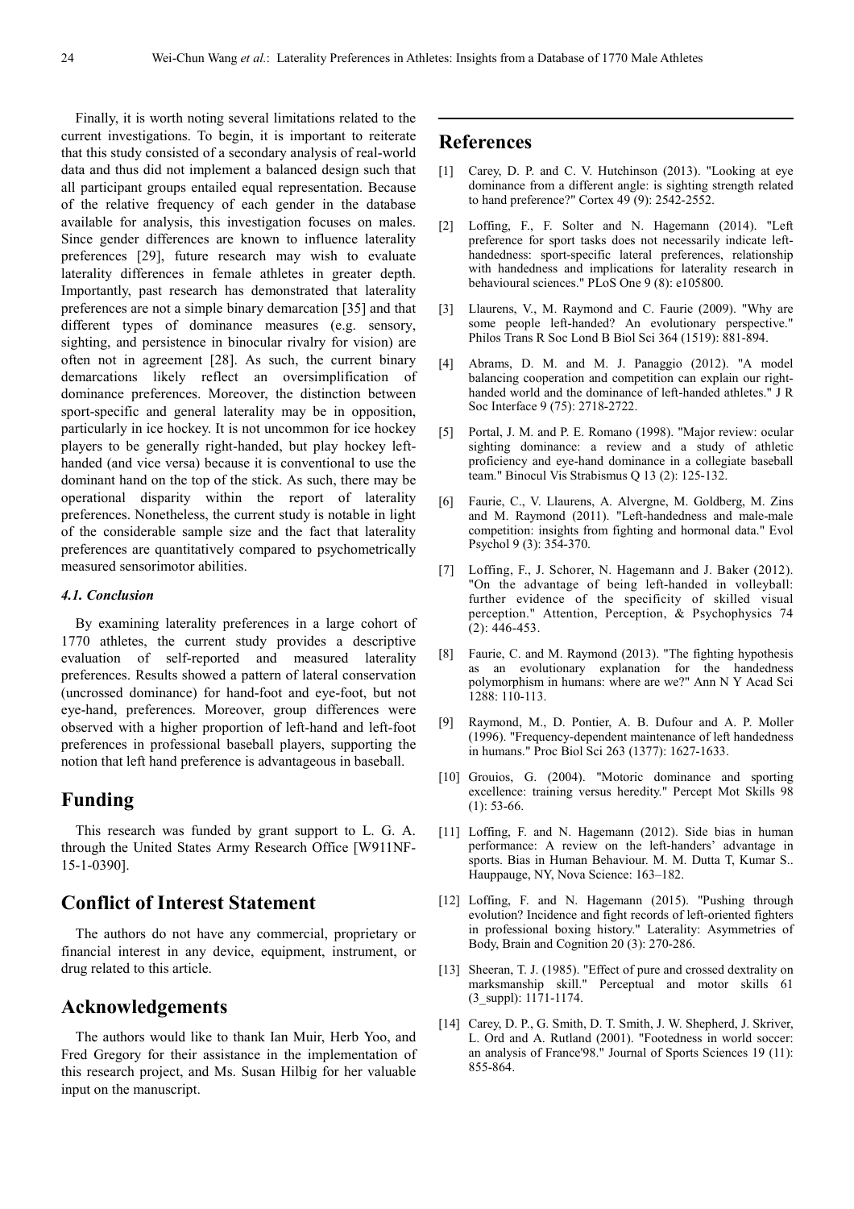Finally, it is worth noting several limitations related to the current investigations. To begin, it is important to reiterate that this study consisted of a secondary analysis of real-world data and thus did not implement a balanced design such that all participant groups entailed equal representation. Because of the relative frequency of each gender in the database available for analysis, this investigation focuses on males. Since gender differences are known to influence laterality preferences [29], future research may wish to evaluate laterality differences in female athletes in greater depth. Importantly, past research has demonstrated that laterality preferences are not a simple binary demarcation [35] and that different types of dominance measures (e.g. sensory, sighting, and persistence in binocular rivalry for vision) are often not in agreement [28]. As such, the current binary demarcations likely reflect an oversimplification of dominance preferences. Moreover, the distinction between sport-specific and general laterality may be in opposition, particularly in ice hockey. It is not uncommon for ice hockey players to be generally right-handed, but play hockey left-handed (and vice versa) because it is conventional to use the dominant hand on the top of the stick. As such, there may be operational disparity within the report of laterality preferences. Nonetheless, the current study is notable in light of the considerable sample size and the fact that laterality preferences are quantitatively compared to psychometrically measured sensorimotor abilities.

### *4.1. Conclusion*

By examining laterality preferences in a large cohort of 1770 athletes, the current study provides a descriptive evaluation of self-reported and measured laterality preferences. Results showed a pattern of lateral conservation (uncrossed dominance) for hand-foot and eye-foot, but not eye-hand, preferences. Moreover, group differences were observed with a higher proportion of left-hand and left-foot preferences in professional baseball players, supporting the notion that left hand preference is advantageous in baseball.

## Funding

This research was funded by grant support to L. G. A. through the United States Army Research Office [W911NF-15-1-0390].

## Conflict of Interest Statement

The authors do not have any commercial, proprietary or financial interest in any device, equipment, instrument, or drug related to this article.

## Acknowledgements

The authors would like to thank Ian Muir, Herb Yoo, and Fred Gregory for their assistance in the implementation of this research project, and Ms. Susan Hilbig for her valuable input on the manuscript.

## References

[1] Carey, D. P. and C. V. Hutchinson (2013). "Looking at eye dominance from a different angle: is sighting strength related to hand preference?" Cortex 49 (9): 2542-2552.

[2] Loffing, F., F. Solter and N. Hagemann (2014). "Left preference for sport tasks does not necessarily indicate left-handedness: sport-specific lateral preferences, relationship with handedness and implications for laterality research in behavioural sciences." PLoS One 9 (8): e105800.

[3] Llaurens, V., M. Raymond and C. Faurie (2009). "Why are some people left-handed? An evolutionary perspective." Philos Trans R Soc Lond B Biol Sci 364 (1519): 881-894.

[4] Abrams, D. M. and M. J. Panaggio (2012). "A model balancing cooperation and competition can explain our right-handed world and the dominance of left-handed athletes." J R Soc Interface 9 (75): 2718-2722.

[5] Portal, J. M. and P. E. Romano (1998). "Major review: ocular sighting dominance: a review and a study of athletic proficiency and eye-hand dominance in a collegiate baseball team." Binocul Vis Strabismus Q 13 (2): 125-132.

[6] Faurie, C., V. Llaurens, A. Alvergne, M. Goldberg, M. Zins and M. Raymond (2011). "Left-handedness and male-male competition: insights from fighting and hormonal data." Evol Psychol 9 (3): 354-370.

[7] Loffing, F., J. Schorer, N. Hagemann and J. Baker (2012). "On the advantage of being left-handed in volleyball: further evidence of the specificity of skilled visual perception." Attention, Perception, & Psychophysics 74 (2): 446-453.

[8] Faurie, C. and M. Raymond (2013). "The fighting hypothesis as an evolutionary explanation for the handedness polymorphism in humans: where are we?" Ann N Y Acad Sci 1288: 110-113.

[9] Raymond, M., D. Pontier, A. B. Dufour and A. P. Moller (1996). "Frequency-dependent maintenance of left handedness in humans." Proc Biol Sci 263 (1377): 1627-1633.

[10] Grouios, G. (2004). "Motoric dominance and sporting excellence: training versus heredity." Percept Mot Skills 98 (1): 53-66.

[11] Loffing, F. and N. Hagemann (2012). Side bias in human performance: A review on the left-handers' advantage in sports. Bias in Human Behaviour. M. M. Dutta T, Kumar S.. Hauppauge, NY, Nova Science: 163–182.

[12] Loffing, F. and N. Hagemann (2015). "Pushing through evolution? Incidence and fight records of left-oriented fighters in professional boxing history." Laterality: Asymmetries of Body, Brain and Cognition 20 (3): 270-286.

[13] Sheeran, T. J. (1985). "Effect of pure and crossed dextrality on marksmanship skill." Perceptual and motor skills 61 (3_suppl): 1171-1174.

[14] Carey, D. P., G. Smith, D. T. Smith, J. W. Shepherd, J. Skriver, L. Ord and A. Rutland (2001). "Footedness in world soccer: an analysis of France'98." Journal of Sports Sciences 19 (11): 855-864.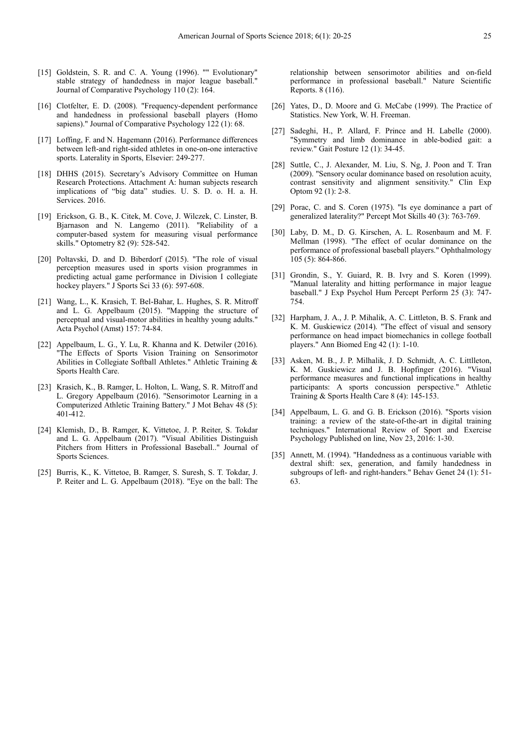[15] Goldstein, S. R. and C. A. Young (1996). "" Evolutionary" stable strategy of handedness in major league baseball." Journal of Comparative Psychology 110 (2): 164.

[16] Clotfelter, E. D. (2008). "Frequency-dependent performance and handedness in professional baseball players (Homo sapiens)." Journal of Comparative Psychology 122 (1): 68.

[17] Loffing, F. and N. Hagemann (2016). Performance differences between left-and right-sided athletes in one-on-one interactive sports. Laterality in Sports, Elsevier: 249-277.

[18] DHHS (2015). Secretary's Advisory Committee on Human Research Protections. Attachment A: human subjects research implications of "big data" studies. U. S. D. o. H. a. H. Services. 2016.

[19] Erickson, G. B., K. Citek, M. Cove, J. Wilczek, C. Linster, B. Bjarnason and N. Langemo (2011). "Reliability of a computer-based system for measuring visual performance skills." Optometry 82 (9): 528-542.

[20] Poltavski, D. and D. Biberdorf (2015). "The role of visual perception measures used in sports vision programmes in predicting actual game performance in Division I collegiate hockey players." J Sports Sci 33 (6): 597-608.

[21] Wang, L., K. Krasich, T. Bel-Bahar, L. Hughes, S. R. Mitroff and L. G. Appelbaum (2015). "Mapping the structure of perceptual and visual-motor abilities in healthy young adults." Acta Psychol (Amst) 157: 74-84.

[22] Appelbaum, L. G., Y. Lu, R. Khanna and K. Detwiler (2016). "The Effects of Sports Vision Training on Sensorimotor Abilities in Collegiate Softball Athletes." Athletic Training & Sports Health Care.

[23] Krasich, K., B. Ramger, L. Holton, L. Wang, S. R. Mitroff and L. Gregory Appelbaum (2016). "Sensorimotor Learning in a Computerized Athletic Training Battery." J Mot Behav 48 (5): 401-412.

[24] Klemish, D., B. Ramger, K. Vittetoe, J. P. Reiter, S. Tokdar and L. G. Appelbaum (2017). "Visual Abilities Distinguish Pitchers from Hitters in Professional Baseball.." Journal of Sports Sciences.

[25] Burris, K., K. Vittetoe, B. Ramger, S. Suresh, S. T. Tokdar, J. P. Reiter and L. G. Appelbaum (2018). "Eye on the ball: The relationship between sensorimotor abilities and on-field performance in professional baseball." Nature Scientific Reports. 8 (116).

[26] Yates, D., D. Moore and G. McCabe (1999). The Practice of Statistics. New York, W. H. Freeman.

[27] Sadeghi, H., P. Allard, F. Prince and H. Labelle (2000). "Symmetry and limb dominance in able-bodied gait: a review." Gait Posture 12 (1): 34-45.

[28] Suttle, C., J. Alexander, M. Liu, S. Ng, J. Poon and T. Tran (2009). "Sensory ocular dominance based on resolution acuity, contrast sensitivity and alignment sensitivity." Clin Exp Optom 92 (1): 2-8.

[29] Porac, C. and S. Coren (1975). "Is eye dominance a part of generalized laterality?" Percept Mot Skills 40 (3): 763-769.

[30] Laby, D. M., D. G. Kirschen, A. L. Rosenbaum and M. F. Mellman (1998). "The effect of ocular dominance on the performance of professional baseball players." Ophthalmology 105 (5): 864-866.

[31] Grondin, S., Y. Guiard, R. B. Ivry and S. Koren (1999). "Manual laterality and hitting performance in major league baseball." J Exp Psychol Hum Percept Perform 25 (3): 747-754.

[32] Harpham, J. A., J. P. Mihalik, A. C. Littleton, B. S. Frank and K. M. Guskiewicz (2014). "The effect of visual and sensory performance on head impact biomechanics in college football players." Ann Biomed Eng 42 (1): 1-10.

[33] Asken, M. B., J. P. Milhalik, J. D. Schmidt, A. C. Littlleton, K. M. Guskiewicz and J. B. Hopfinger (2016). "Visual performance measures and functional implications in healthy participants: A sports concussion perspective." Athletic Training & Sports Health Care 8 (4): 145-153.

[34] Appelbaum, L. G. and G. B. Erickson (2016). "Sports vision training: a review of the state-of-the-art in digital training techniques." International Review of Sport and Exercise Psychology Published on line, Nov 23, 2016: 1-30.

[35] Annett, M. (1994). "Handedness as a continuous variable with dextral shift: sex, generation, and family handedness in subgroups of left- and right-handers." Behav Genet 24 (1): 51-63.